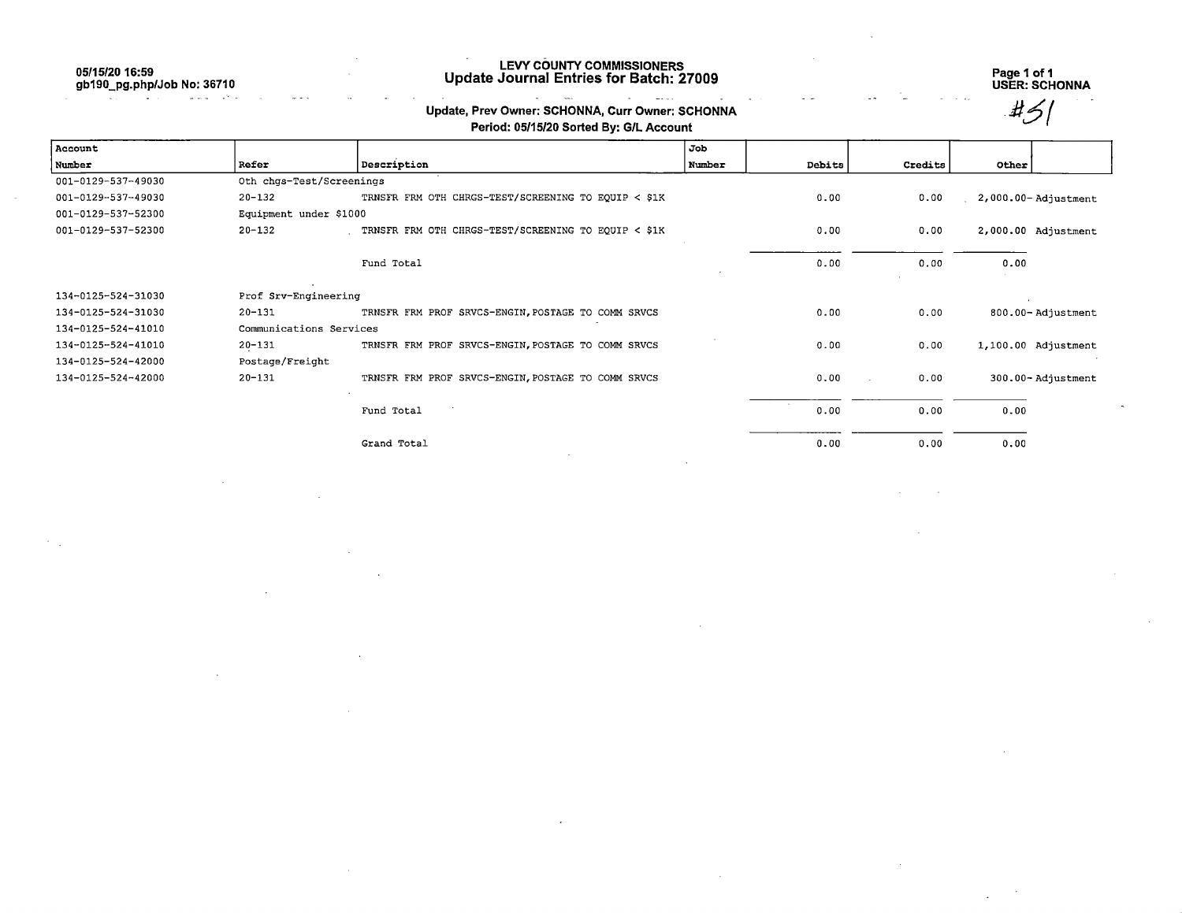05/15/20 16:59
gb190_pg.php/Job No: 36710

# LEVY COUNTY COMMISSIONERS
## Update Journal Entries for Batch: 27009

USER: SCHONNA

#51

### Update, Prev Owner: SCHONNA, Curr Owner: SCHONNA
### Period: 05/15/20 Sorted By: G/L Account

| Account Number | Refer | Description | Job Number | Debits | Credits | Other | |
|---|---|---|---|---|---|---|---|
| 001-0129-537-49030 | Oth chgs-Test/Screenings | | | | | | |
| 001-0129-537-49030 | 20-132 | TRNSFR FRM OTH CHRGS-TEST/SCREENING TO EQUIP < $1K | | 0.00 | 0.00 | 2,000.00- | Adjustment |
| 001-0129-537-52300 | Equipment under $1000 | | | | | | |
| 001-0129-537-52300 | 20-132 | TRNSFR FRM OTH CHRGS-TEST/SCREENING TO EQUIP < $1K | | 0.00 | 0.00 | 2,000.00 | Adjustment |
| | | Fund Total | | 0.00 | 0.00 | 0.00 | |
| 134-0125-524-31030 | Prof Srv-Engineering | | | | | | |
| 134-0125-524-31030 | 20-131 | TRNSFR FRM PROF SRVCS-ENGIN,POSTAGE TO COMM SRVCS | | 0.00 | 0.00 | 800.00- | Adjustment |
| 134-0125-524-41010 | Communications Services | | | | | | |
| 134-0125-524-41010 | 20-131 | TRNSFR FRM PROF SRVCS-ENGIN,POSTAGE TO COMM SRVCS | | 0.00 | 0.00 | 1,100.00 | Adjustment |
| 134-0125-524-42000 | Postage/Freight | | | | | | |
| 134-0125-524-42000 | 20-131 | TRNSFR FRM PROF SRVCS-ENGIN,POSTAGE TO COMM SRVCS | | 0.00 | 0.00 | 300.00- | Adjustment |
| | | Fund Total | | 0.00 | 0.00 | 0.00 | |
| | | Grand Total | | 0.00 | 0.00 | 0.00 | |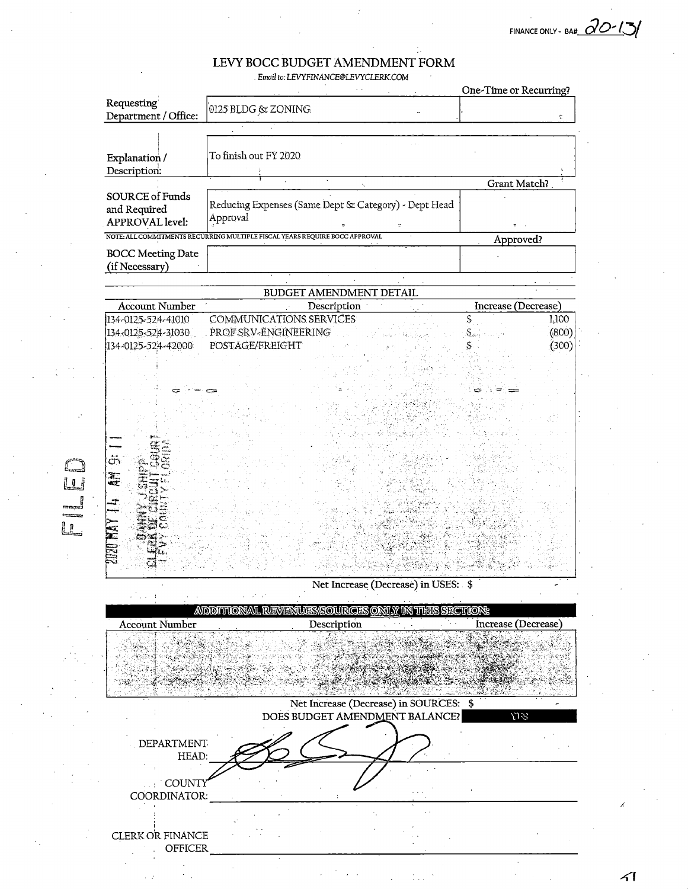FINANCE ONLY - BA# 20-131

# LEVY BOCC BUDGET AMENDMENT FORM

*Email to: LEVYFINANCE@LEVYCLERK.COM*

| | | One-Time or Recurring? |
|---|---|---|
| Requesting Department / Office: | 0125 BLDG & ZONING | |
| Explanation / Description: | To finish out FY 2020 | |
| | | Grant Match? |
| SOURCE of Funds and Required APPROVAL level: | Reducing Expenses (Same Dept & Category) - Dept Head Approval | |

NOTE: ALL COMMITMENTS RECURRING MULTIPLE FISCAL YEARS REQUIRE BOCC APPROVAL

| | | Approved? |
|---|---|---|
| BOCC Meeting Date (if Necessary) | | |

## BUDGET AMENDMENT DETAIL

| Account Number | Description | Increase (Decrease) |
|---|---|---|
| 134-0125-524-41010 | COMMUNICATIONS SERVICES | $ 1,100 |
| 134-0125-524-31030 | PROF SRV-ENGINEERING | $ (800) |
| 134-0125-524-42000 | POSTAGE/FREIGHT | $ (300) |

Net Increase (Decrease) in USES: $ -

2020 MAY 14 AM 9:11
DANNY J SHIPP
CLERK OF CIRCUIT COURT
LEVY COUNTY FLORIDA

FILED

## ADDITIONAL REVENUES/SOURCES ONLY IN THIS SECTION:

| Account Number | Description | Increase (Decrease) |
|---|---|---|
| | | $ |

Net Increase (Decrease) in SOURCES: $ -

DOES BUDGET AMENDMENT BALANCE? YES

DEPARTMENT HEAD: [signature]

COUNTY COORDINATOR: ______________________

CLERK OR FINANCE OFFICER: ______________________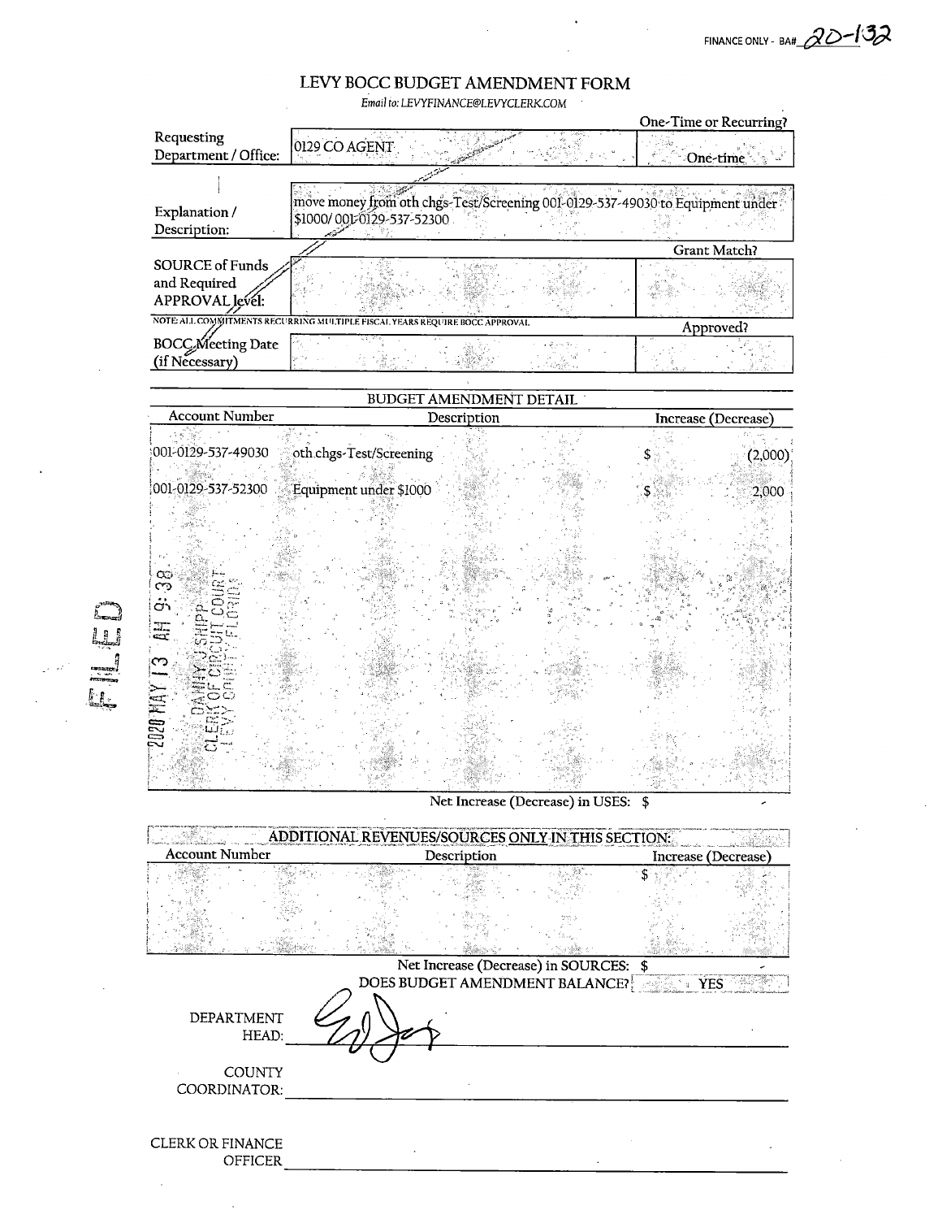FINANCE ONLY - BA# 20-132

# LEVY BOCC BUDGET AMENDMENT FORM

*Email to: LEVYFINANCE@LEVYCLERK.COM*

| | | One-Time or Recurring? |
|---|---|---|
| Requesting Department / Office: | 0129 CO AGENT | One-time |
| Explanation / Description: | move money from oth chgs-Test/Screening 001-0129-537-49030 to Equipment under $1000/ 001-0129-537-52300 | |
| | | Grant Match? |
| SOURCE of Funds and Required APPROVAL level: | | |
| NOTE: ALL COMMITMENTS RECURRING MULTIPLE FISCAL YEARS REQUIRE BOCC APPROVAL | | Approved? |
| BOCC Meeting Date (if Necessary) | | |

## BUDGET AMENDMENT DETAIL

| Account Number | Description | Increase (Decrease) |
|---|---|---|
| 001-0129-537-49030 | oth chgs-Test/Screening | $ (2,000) |
| 001-0129-537-52300 | Equipment under $1000 | $ 2,000 |

Net Increase (Decrease) in USES: $ -

FILED

2020 MAY 13 AM 9:38

DANNY J SHIPP
CLERK OF CIRCUIT COURT
LEVY COUNTY FLORIDA

## ADDITIONAL REVENUES/SOURCES ONLY IN THIS SECTION:

| Account Number | Description | Increase (Decrease) |
|---|---|---|
| | | $ |

Net Increase (Decrease) in SOURCES: $ -

DOES BUDGET AMENDMENT BALANCE? YES

DEPARTMENT HEAD: [signature]

COUNTY COORDINATOR: ____________________

CLERK OR FINANCE OFFICER ____________________